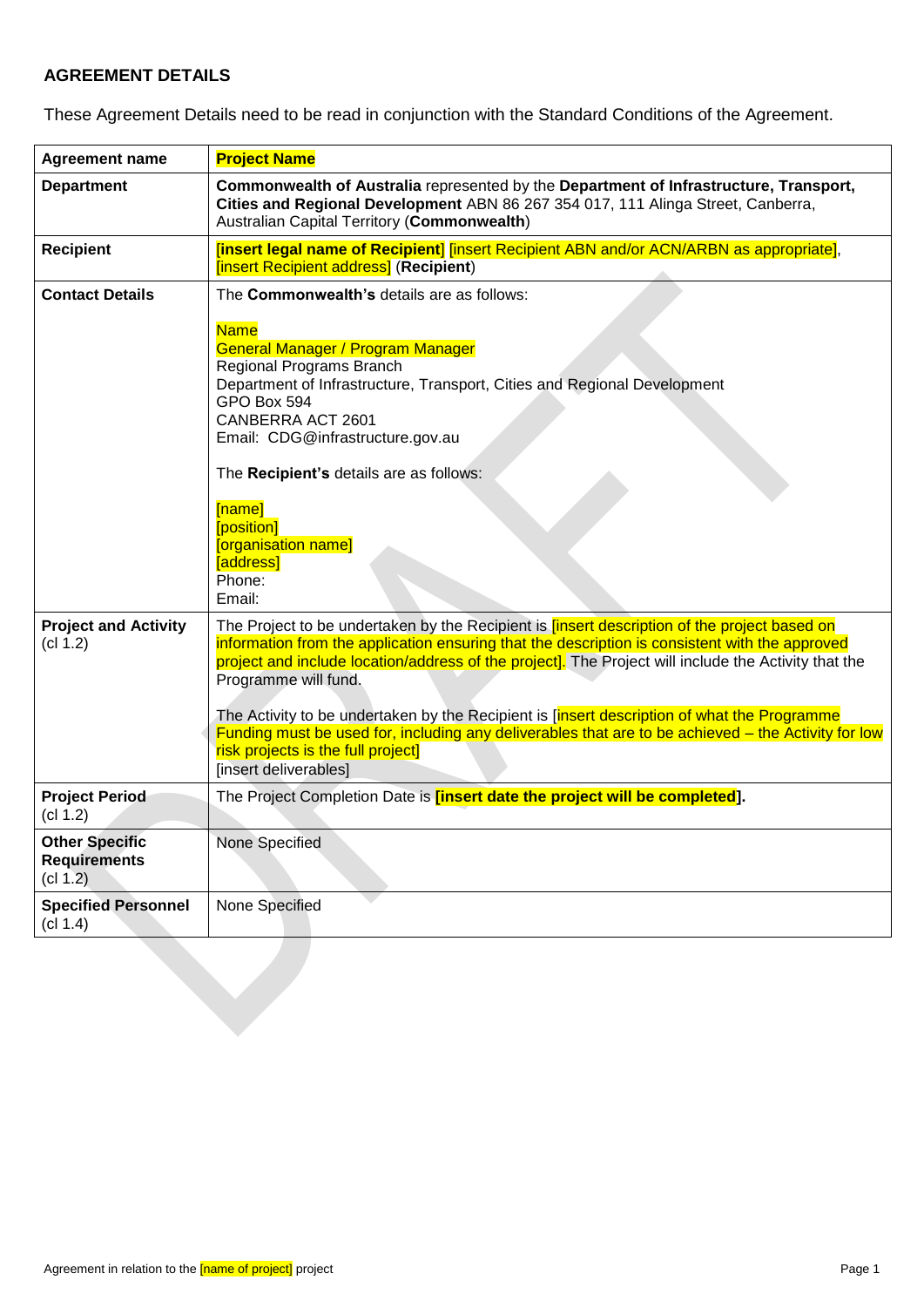## AGREEMENT DETAILS

These Agreement Details need to be read in conjunction with the Standard Conditions of the Agreement.

| **Agreement name** | **Project Name** |
|---|---|
| **Department** | **Commonwealth of Australia** represented by the **Department of Infrastructure, Transport, Cities and Regional Development** ABN 86 267 354 017, 111 Alinga Street, Canberra, Australian Capital Territory (**Commonwealth**) |
| **Recipient** | **[insert legal name of Recipient]** [insert Recipient ABN and/or ACN/ARBN as appropriate], [insert Recipient address] (**Recipient**) |
| **Contact Details** | The **Commonwealth's** details are as follows:<br><br>Name<br>General Manager / Program Manager<br>Regional Programs Branch<br>Department of Infrastructure, Transport, Cities and Regional Development<br>GPO Box 594<br>CANBERRA ACT 2601<br>Email: CDG@infrastructure.gov.au<br><br>The **Recipient's** details are as follows:<br><br>[name]<br>[position]<br>[organisation name]<br>[address]<br>Phone:<br>Email: |
| **Project and Activity** (cl 1.2) | The Project to be undertaken by the Recipient is [insert description of the project based on information from the application ensuring that the description is consistent with the approved project and include location/address of the project]. The Project will include the Activity that the Programme will fund.<br><br>The Activity to be undertaken by the Recipient is [insert description of what the Programme Funding must be used for, including any deliverables that are to be achieved – the Activity for low risk projects is the full project]<br>[insert deliverables] |
| **Project Period** (cl 1.2) | The Project Completion Date is **[insert date the project will be completed].** |
| **Other Specific Requirements** (cl 1.2) | None Specified |
| **Specified Personnel** (cl 1.4) | None Specified |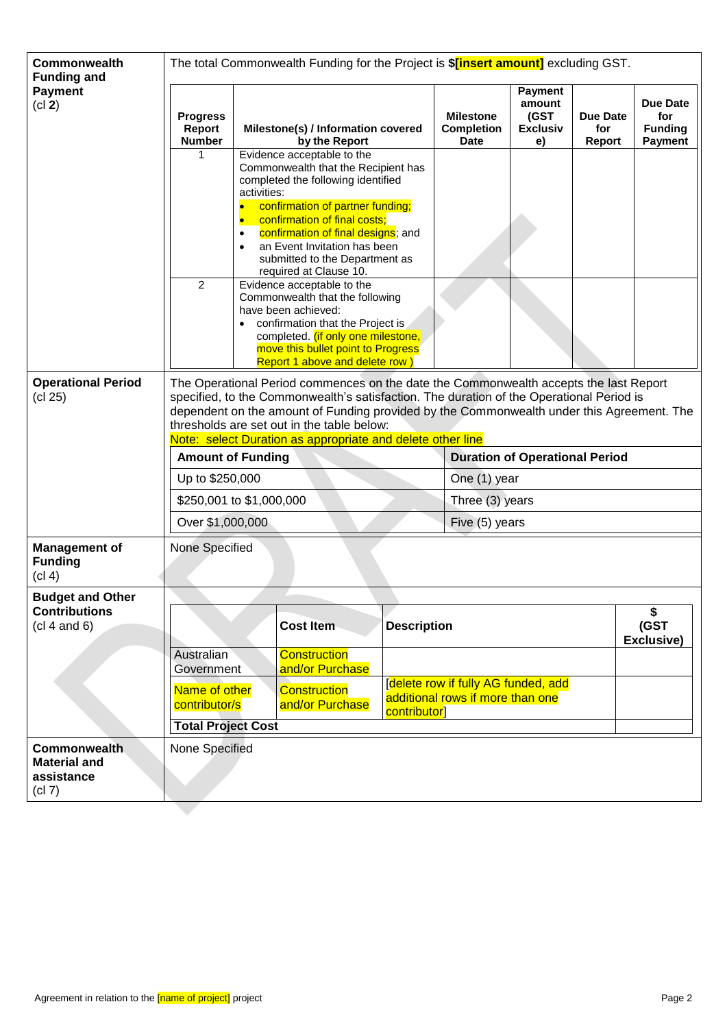| **Commonwealth Funding and Payment** (cl **2**) | The total Commonwealth Funding for the Project is **$[insert amount]** excluding GST. |
|---|---|

| Progress Report Number | Milestone(s) / Information covered by the Report | Milestone Completion Date | Payment amount (GST Exclusive) | Due Date for Report | Due Date for Funding Payment |
|---|---|---|---|---|---|
| 1 | Evidence acceptable to the Commonwealth that the Recipient has completed the following identified activities:<br>• confirmation of partner funding;<br>• confirmation of final costs;<br>• confirmation of final designs; and<br>• an Event Invitation has been submitted to the Department as required at Clause 10. | | | | |
| 2 | Evidence acceptable to the Commonwealth that the following have been achieved:<br>• confirmation that the Project is completed. (if only one milestone, move this bullet point to Progress Report 1 above and delete row ) | | | | |

**Operational Period** (cl 25)

The Operational Period commences on the date the Commonwealth accepts the last Report specified, to the Commonwealth's satisfaction. The duration of the Operational Period is dependent on the amount of Funding provided by the Commonwealth under this Agreement. The thresholds are set out in the table below:
Note: select Duration as appropriate and delete other line

| Amount of Funding | Duration of Operational Period |
|---|---|
| Up to $250,000 | One (1) year |
| $250,001 to $1,000,000 | Three (3) years |
| Over $1,000,000 | Five (5) years |

| **Management of Funding** (cl 4) | None Specified |
|---|---|

**Budget and Other Contributions** (cl 4 and 6)

| | Cost Item | Description | $ (GST Exclusive) |
|---|---|---|---|
| Australian Government | Construction and/or Purchase | | |
| Name of other contributor/s | Construction and/or Purchase | [delete row if fully AG funded, add additional rows if more than one contributor] | |
| **Total Project Cost** | | | |

| **Commonwealth Material and assistance** (cl 7) | None Specified |
|---|---|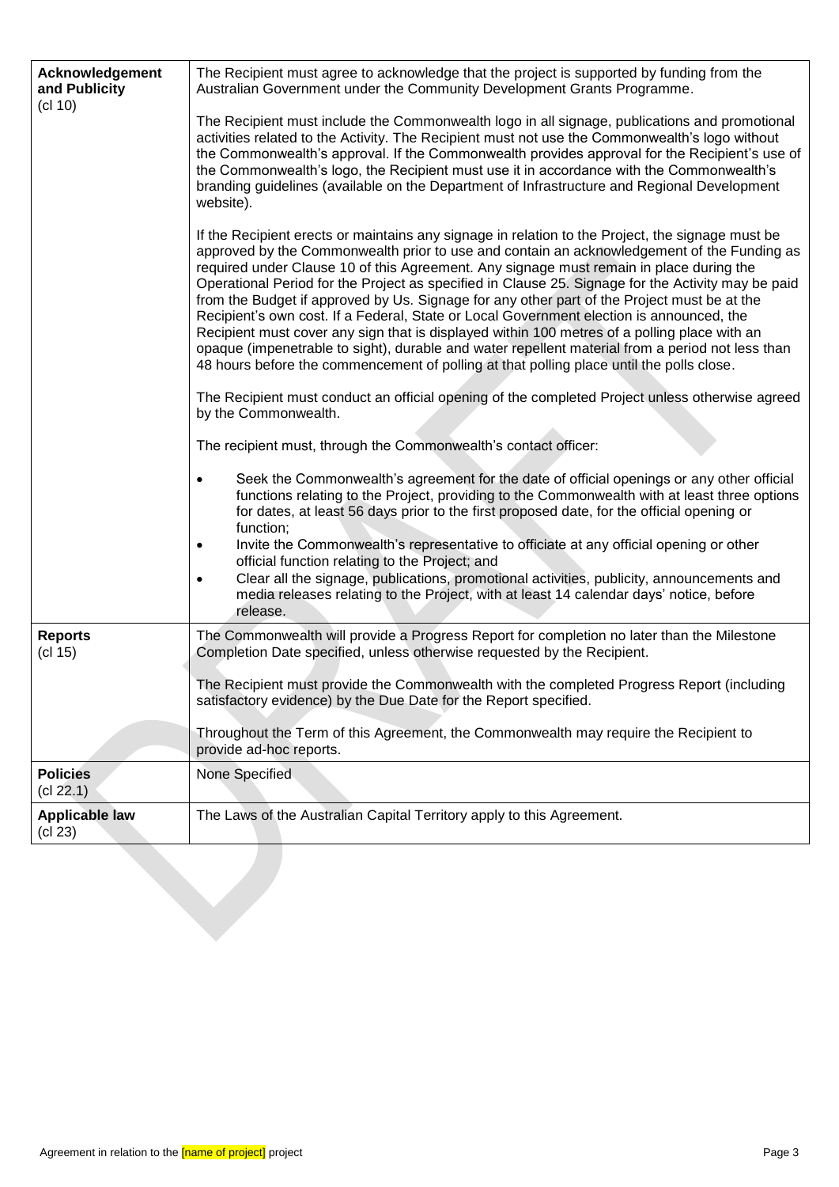| | |
|---|---|
| **Acknowledgement and Publicity** (cl 10) | The Recipient must agree to acknowledge that the project is supported by funding from the Australian Government under the Community Development Grants Programme.<br><br>The Recipient must include the Commonwealth logo in all signage, publications and promotional activities related to the Activity. The Recipient must not use the Commonwealth's logo without the Commonwealth's approval. If the Commonwealth provides approval for the Recipient's use of the Commonwealth's logo, the Recipient must use it in accordance with the Commonwealth's branding guidelines (available on the Department of Infrastructure and Regional Development website).<br><br>If the Recipient erects or maintains any signage in relation to the Project, the signage must be approved by the Commonwealth prior to use and contain an acknowledgement of the Funding as required under Clause 10 of this Agreement. Any signage must remain in place during the Operational Period for the Project as specified in Clause 25. Signage for the Activity may be paid from the Budget if approved by Us. Signage for any other part of the Project must be at the Recipient's own cost. If a Federal, State or Local Government election is announced, the Recipient must cover any sign that is displayed within 100 metres of a polling place with an opaque (impenetrable to sight), durable and water repellent material from a period not less than 48 hours before the commencement of polling at that polling place until the polls close.<br><br>The Recipient must conduct an official opening of the completed Project unless otherwise agreed by the Commonwealth.<br><br>The recipient must, through the Commonwealth's contact officer:<br><br>• Seek the Commonwealth's agreement for the date of official openings or any other official functions relating to the Project, providing to the Commonwealth with at least three options for dates, at least 56 days prior to the first proposed date, for the official opening or function;<br>• Invite the Commonwealth's representative to officiate at any official opening or other official function relating to the Project; and<br>• Clear all the signage, publications, promotional activities, publicity, announcements and media releases relating to the Project, with at least 14 calendar days' notice, before release. |
| **Reports** (cl 15) | The Commonwealth will provide a Progress Report for completion no later than the Milestone Completion Date specified, unless otherwise requested by the Recipient.<br><br>The Recipient must provide the Commonwealth with the completed Progress Report (including satisfactory evidence) by the Due Date for the Report specified.<br><br>Throughout the Term of this Agreement, the Commonwealth may require the Recipient to provide ad-hoc reports. |
| **Policies** (cl 22.1) | None Specified |
| **Applicable law** (cl 23) | The Laws of the Australian Capital Territory apply to this Agreement. |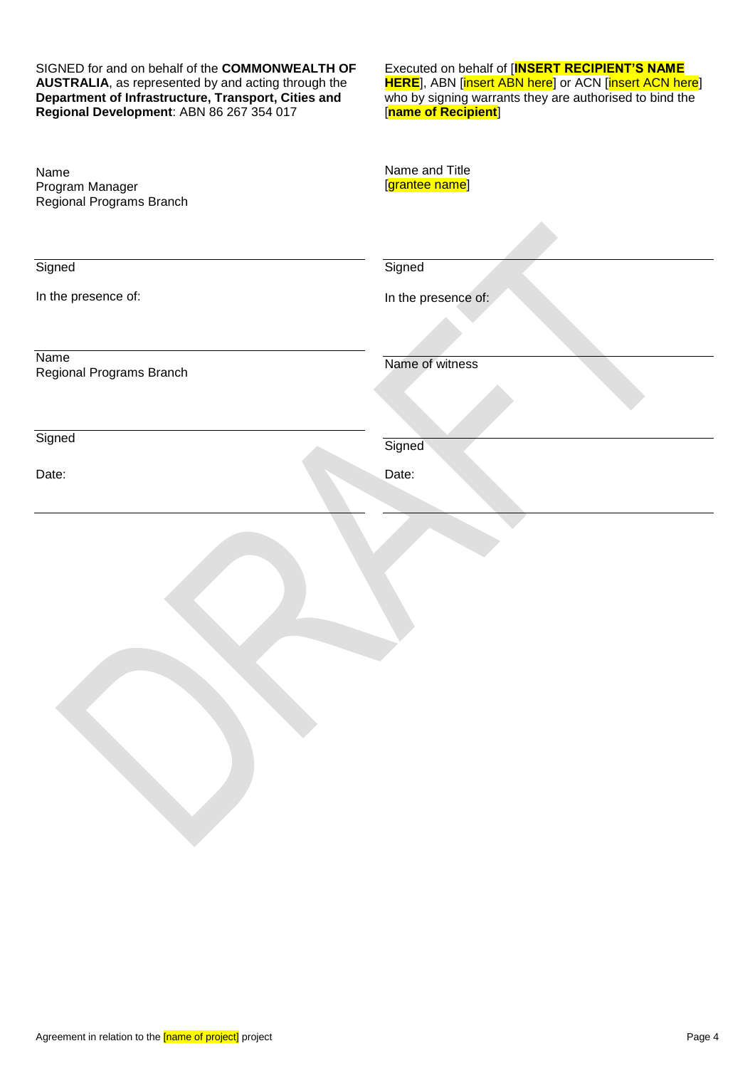| SIGNED for and on behalf of the **COMMONWEALTH OF AUSTRALIA**, as represented by and acting through the **Department of Infrastructure, Transport, Cities and Regional Development**: ABN 86 267 354 017 | Executed on behalf of [**INSERT RECIPIENT'S NAME HERE**], ABN [insert ABN here] or ACN [insert ACN here] who by signing warrants they are authorised to bind the [**name of Recipient**] |
| --- | --- |
| Name<br>Program Manager<br>Regional Programs Branch | Name and Title<br>[grantee name] |
| Signed | Signed |
| In the presence of: | In the presence of: |
| Name<br>Regional Programs Branch | Name of witness |
| Signed | Signed |
| Date: | Date: |

Agreement in relation to the [name of project] project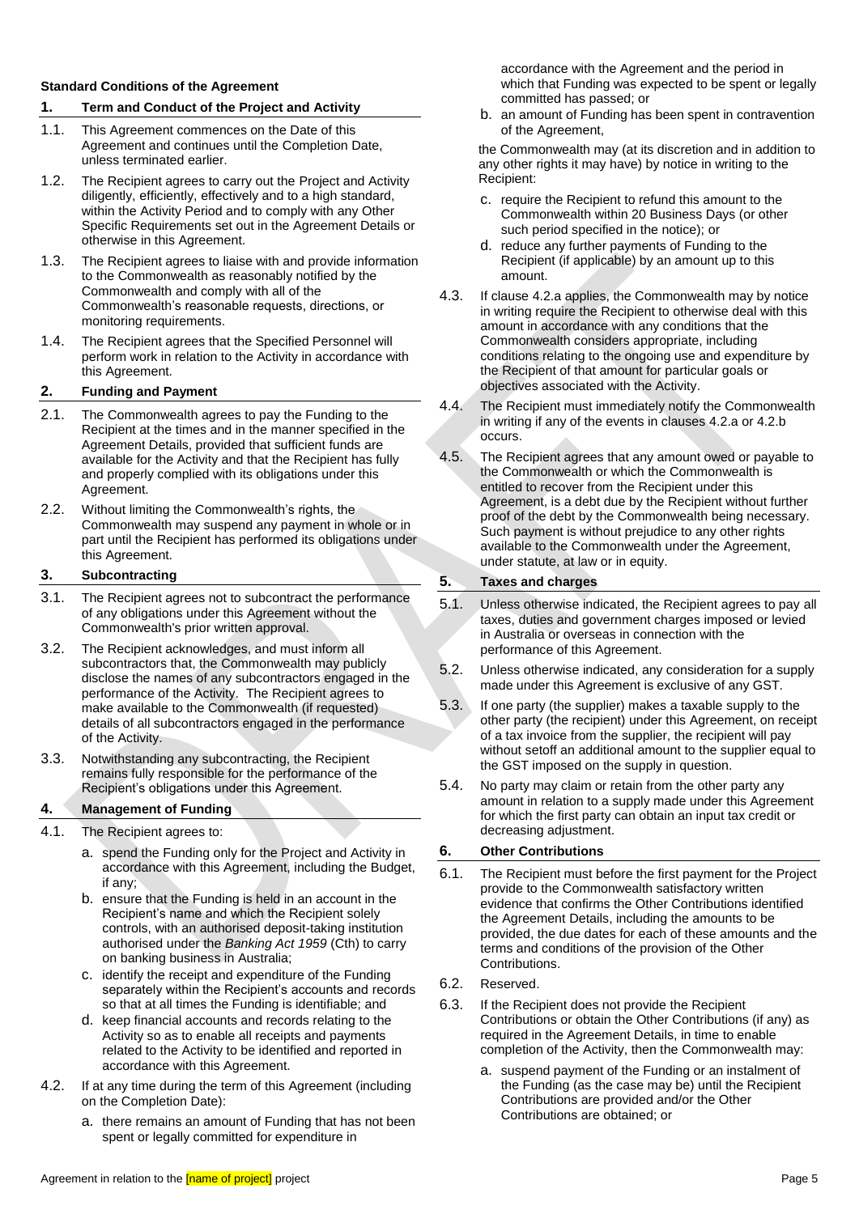**Standard Conditions of the Agreement**

## 1. Term and Conduct of the Project and Activity

1.1. This Agreement commences on the Date of this Agreement and continues until the Completion Date, unless terminated earlier.

1.2. The Recipient agrees to carry out the Project and Activity diligently, efficiently, effectively and to a high standard, within the Activity Period and to comply with any Other Specific Requirements set out in the Agreement Details or otherwise in this Agreement.

1.3. The Recipient agrees to liaise with and provide information to the Commonwealth as reasonably notified by the Commonwealth and comply with all of the Commonwealth's reasonable requests, directions, or monitoring requirements.

1.4. The Recipient agrees that the Specified Personnel will perform work in relation to the Activity in accordance with this Agreement.

## 2. Funding and Payment

2.1. The Commonwealth agrees to pay the Funding to the Recipient at the times and in the manner specified in the Agreement Details, provided that sufficient funds are available for the Activity and that the Recipient has fully and properly complied with its obligations under this Agreement.

2.2. Without limiting the Commonwealth's rights, the Commonwealth may suspend any payment in whole or in part until the Recipient has performed its obligations under this Agreement.

## 3. Subcontracting

3.1. The Recipient agrees not to subcontract the performance of any obligations under this Agreement without the Commonwealth's prior written approval.

3.2. The Recipient acknowledges, and must inform all subcontractors that, the Commonwealth may publicly disclose the names of any subcontractors engaged in the performance of the Activity. The Recipient agrees to make available to the Commonwealth (if requested) details of all subcontractors engaged in the performance of the Activity.

3.3. Notwithstanding any subcontracting, the Recipient remains fully responsible for the performance of the Recipient's obligations under this Agreement.

## 4. Management of Funding

4.1. The Recipient agrees to:

a. spend the Funding only for the Project and Activity in accordance with this Agreement, including the Budget, if any;

b. ensure that the Funding is held in an account in the Recipient's name and which the Recipient solely controls, with an authorised deposit-taking institution authorised under the *Banking Act 1959* (Cth) to carry on banking business in Australia;

c. identify the receipt and expenditure of the Funding separately within the Recipient's accounts and records so that at all times the Funding is identifiable; and

d. keep financial accounts and records relating to the Activity so as to enable all receipts and payments related to the Activity to be identified and reported in accordance with this Agreement.

4.2. If at any time during the term of this Agreement (including on the Completion Date):

a. there remains an amount of Funding that has not been spent or legally committed for expenditure in accordance with the Agreement and the period in which that Funding was expected to be spent or legally committed has passed; or

b. an amount of Funding has been spent in contravention of the Agreement,

the Commonwealth may (at its discretion and in addition to any other rights it may have) by notice in writing to the Recipient:

c. require the Recipient to refund this amount to the Commonwealth within 20 Business Days (or other such period specified in the notice); or

d. reduce any further payments of Funding to the Recipient (if applicable) by an amount up to this amount.

4.3. If clause 4.2.a applies, the Commonwealth may by notice in writing require the Recipient to otherwise deal with this amount in accordance with any conditions that the Commonwealth considers appropriate, including conditions relating to the ongoing use and expenditure by the Recipient of that amount for particular goals or objectives associated with the Activity.

4.4. The Recipient must immediately notify the Commonwealth in writing if any of the events in clauses 4.2.a or 4.2.b occurs.

4.5. The Recipient agrees that any amount owed or payable to the Commonwealth or which the Commonwealth is entitled to recover from the Recipient under this Agreement, is a debt due by the Recipient without further proof of the debt by the Commonwealth being necessary. Such payment is without prejudice to any other rights available to the Commonwealth under the Agreement, under statute, at law or in equity.

## 5. Taxes and charges

5.1. Unless otherwise indicated, the Recipient agrees to pay all taxes, duties and government charges imposed or levied in Australia or overseas in connection with the performance of this Agreement.

5.2. Unless otherwise indicated, any consideration for a supply made under this Agreement is exclusive of any GST.

5.3. If one party (the supplier) makes a taxable supply to the other party (the recipient) under this Agreement, on receipt of a tax invoice from the supplier, the recipient will pay without setoff an additional amount to the supplier equal to the GST imposed on the supply in question.

5.4. No party may claim or retain from the other party any amount in relation to a supply made under this Agreement for which the first party can obtain an input tax credit or decreasing adjustment.

## 6. Other Contributions

6.1. The Recipient must before the first payment for the Project provide to the Commonwealth satisfactory written evidence that confirms the Other Contributions identified the Agreement Details, including the amounts to be provided, the due dates for each of these amounts and the terms and conditions of the provision of the Other Contributions.

6.2. Reserved.

6.3. If the Recipient does not provide the Recipient Contributions or obtain the Other Contributions (if any) as required in the Agreement Details, in time to enable completion of the Activity, then the Commonwealth may:

a. suspend payment of the Funding or an instalment of the Funding (as the case may be) until the Recipient Contributions are provided and/or the Other Contributions are obtained; or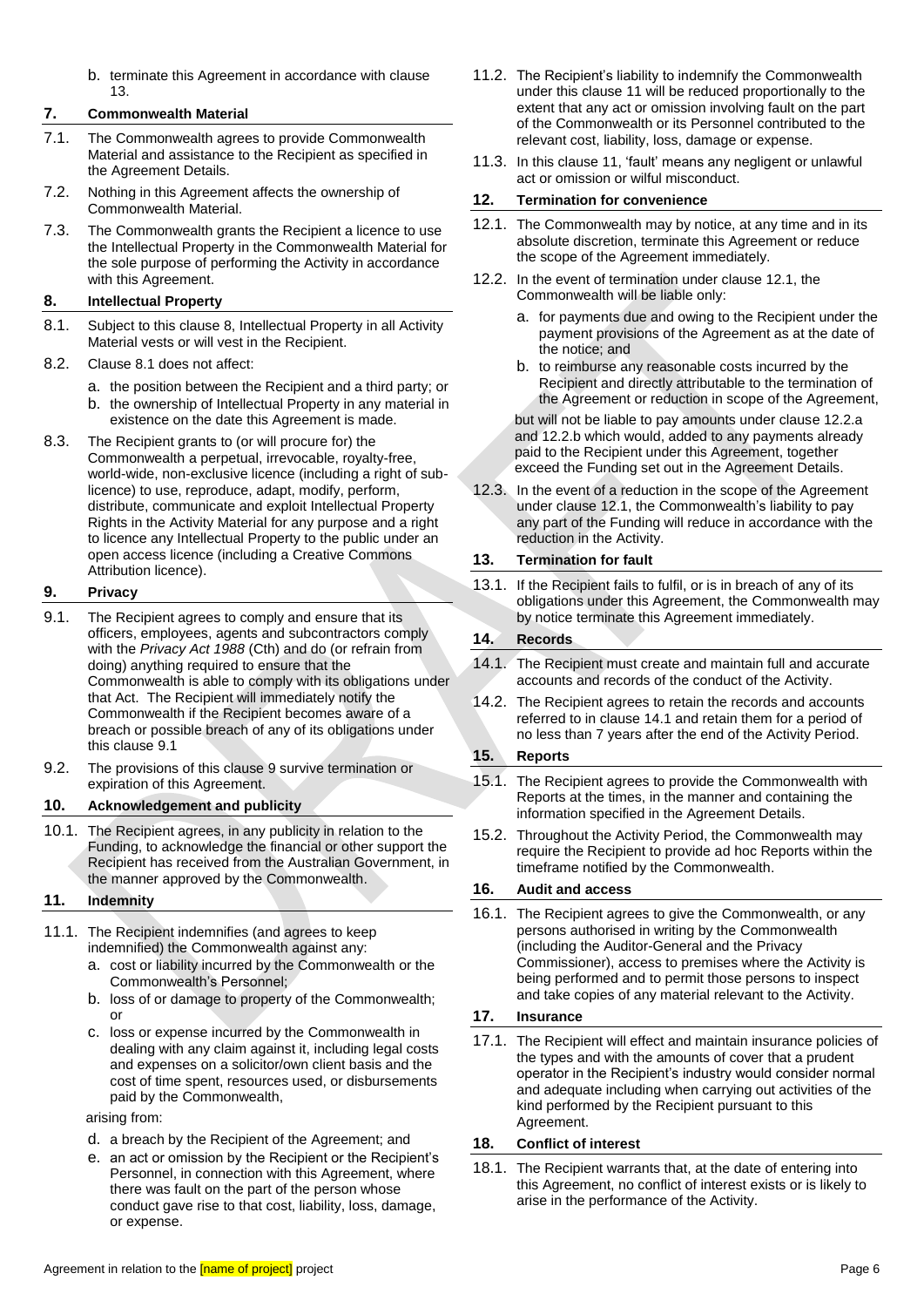b. terminate this Agreement in accordance with clause 13.

## 7. Commonwealth Material

7.1. The Commonwealth agrees to provide Commonwealth Material and assistance to the Recipient as specified in the Agreement Details.

7.2. Nothing in this Agreement affects the ownership of Commonwealth Material.

7.3. The Commonwealth grants the Recipient a licence to use the Intellectual Property in the Commonwealth Material for the sole purpose of performing the Activity in accordance with this Agreement.

## 8. Intellectual Property

8.1. Subject to this clause 8, Intellectual Property in all Activity Material vests or will vest in the Recipient.

8.2. Clause 8.1 does not affect:

a. the position between the Recipient and a third party; or
b. the ownership of Intellectual Property in any material in existence on the date this Agreement is made.

8.3. The Recipient grants to (or will procure for) the Commonwealth a perpetual, irrevocable, royalty-free, world-wide, non-exclusive licence (including a right of sub-licence) to use, reproduce, adapt, modify, perform, distribute, communicate and exploit Intellectual Property Rights in the Activity Material for any purpose and a right to licence any Intellectual Property to the public under an open access licence (including a Creative Commons Attribution licence).

## 9. Privacy

9.1. The Recipient agrees to comply and ensure that its officers, employees, agents and subcontractors comply with the *Privacy Act 1988* (Cth) and do (or refrain from doing) anything required to ensure that the Commonwealth is able to comply with its obligations under that Act. The Recipient will immediately notify the Commonwealth if the Recipient becomes aware of a breach or possible breach of any of its obligations under this clause 9.1

9.2. The provisions of this clause 9 survive termination or expiration of this Agreement.

## 10. Acknowledgement and publicity

10.1. The Recipient agrees, in any publicity in relation to the Funding, to acknowledge the financial or other support the Recipient has received from the Australian Government, in the manner approved by the Commonwealth.

## 11. Indemnity

11.1. The Recipient indemnifies (and agrees to keep indemnified) the Commonwealth against any:

a. cost or liability incurred by the Commonwealth or the Commonwealth's Personnel;
b. loss of or damage to property of the Commonwealth; or
c. loss or expense incurred by the Commonwealth in dealing with any claim against it, including legal costs and expenses on a solicitor/own client basis and the cost of time spent, resources used, or disbursements paid by the Commonwealth,

arising from:

d. a breach by the Recipient of the Agreement; and
e. an act or omission by the Recipient or the Recipient's Personnel, in connection with this Agreement, where there was fault on the part of the person whose conduct gave rise to that cost, liability, loss, damage, or expense.

11.2. The Recipient's liability to indemnify the Commonwealth under this clause 11 will be reduced proportionally to the extent that any act or omission involving fault on the part of the Commonwealth or its Personnel contributed to the relevant cost, liability, loss, damage or expense.

11.3. In this clause 11, 'fault' means any negligent or unlawful act or omission or wilful misconduct.

## 12. Termination for convenience

12.1. The Commonwealth may by notice, at any time and in its absolute discretion, terminate this Agreement or reduce the scope of the Agreement immediately.

12.2. In the event of termination under clause 12.1, the Commonwealth will be liable only:

a. for payments due and owing to the Recipient under the payment provisions of the Agreement as at the date of the notice; and
b. to reimburse any reasonable costs incurred by the Recipient and directly attributable to the termination of the Agreement or reduction in scope of the Agreement,

but will not be liable to pay amounts under clause 12.2.a and 12.2.b which would, added to any payments already paid to the Recipient under this Agreement, together exceed the Funding set out in the Agreement Details.

12.3. In the event of a reduction in the scope of the Agreement under clause 12.1, the Commonwealth's liability to pay any part of the Funding will reduce in accordance with the reduction in the Activity.

## 13. Termination for fault

13.1. If the Recipient fails to fulfil, or is in breach of any of its obligations under this Agreement, the Commonwealth may by notice terminate this Agreement immediately.

## 14. Records

14.1. The Recipient must create and maintain full and accurate accounts and records of the conduct of the Activity.

14.2. The Recipient agrees to retain the records and accounts referred to in clause 14.1 and retain them for a period of no less than 7 years after the end of the Activity Period.

## 15. Reports

15.1. The Recipient agrees to provide the Commonwealth with Reports at the times, in the manner and containing the information specified in the Agreement Details.

15.2. Throughout the Activity Period, the Commonwealth may require the Recipient to provide ad hoc Reports within the timeframe notified by the Commonwealth.

## 16. Audit and access

16.1. The Recipient agrees to give the Commonwealth, or any persons authorised in writing by the Commonwealth (including the Auditor-General and the Privacy Commissioner), access to premises where the Activity is being performed and to permit those persons to inspect and take copies of any material relevant to the Activity.

## 17. Insurance

17.1. The Recipient will effect and maintain insurance policies of the types and with the amounts of cover that a prudent operator in the Recipient's industry would consider normal and adequate including when carrying out activities of the kind performed by the Recipient pursuant to this Agreement.

## 18. Conflict of interest

18.1. The Recipient warrants that, at the date of entering into this Agreement, no conflict of interest exists or is likely to arise in the performance of the Activity.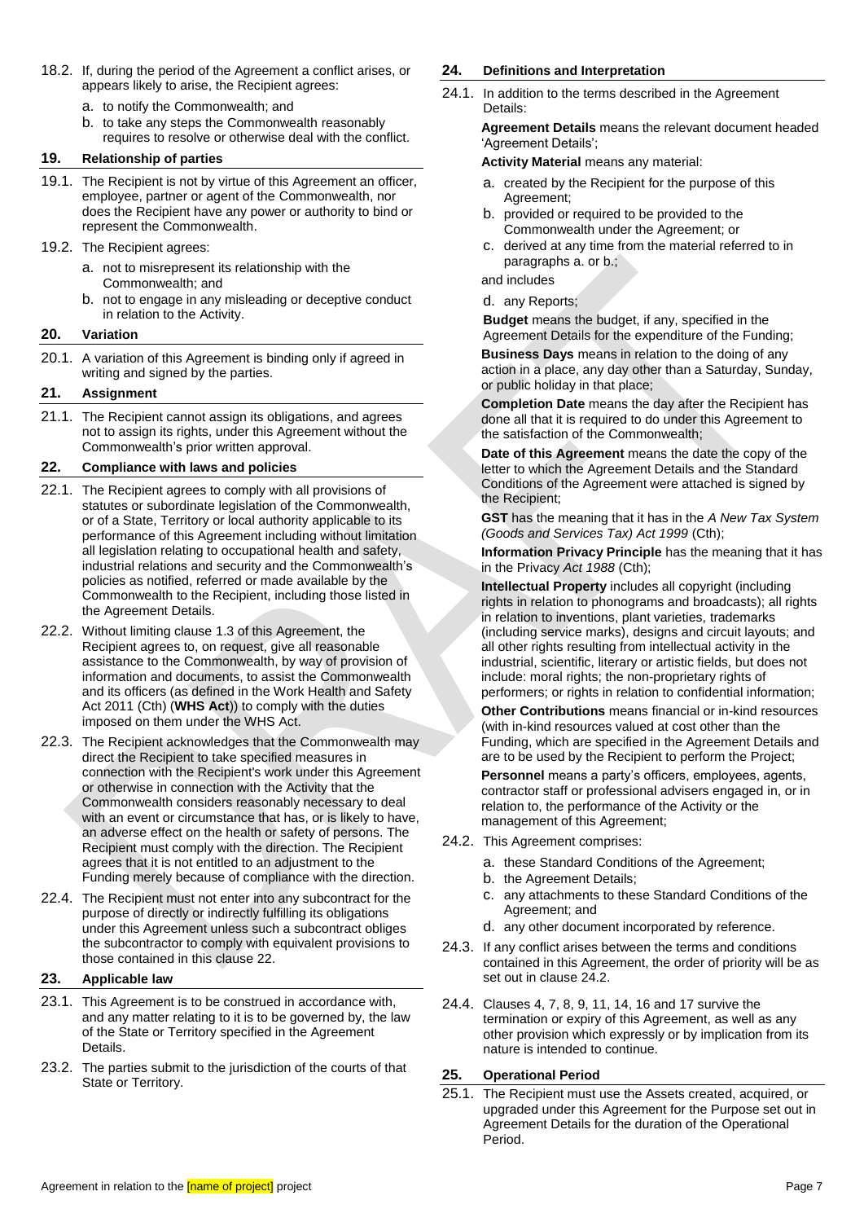18.2. If, during the period of the Agreement a conflict arises, or appears likely to arise, the Recipient agrees:

a. to notify the Commonwealth; and

b. to take any steps the Commonwealth reasonably requires to resolve or otherwise deal with the conflict.

## 19. Relationship of parties

19.1. The Recipient is not by virtue of this Agreement an officer, employee, partner or agent of the Commonwealth, nor does the Recipient have any power or authority to bind or represent the Commonwealth.

19.2. The Recipient agrees:

a. not to misrepresent its relationship with the Commonwealth; and

b. not to engage in any misleading or deceptive conduct in relation to the Activity.

## 20. Variation

20.1. A variation of this Agreement is binding only if agreed in writing and signed by the parties.

## 21. Assignment

21.1. The Recipient cannot assign its obligations, and agrees not to assign its rights, under this Agreement without the Commonwealth's prior written approval.

## 22. Compliance with laws and policies

22.1. The Recipient agrees to comply with all provisions of statutes or subordinate legislation of the Commonwealth, or of a State, Territory or local authority applicable to its performance of this Agreement including without limitation all legislation relating to occupational health and safety, industrial relations and security and the Commonwealth's policies as notified, referred or made available by the Commonwealth to the Recipient, including those listed in the Agreement Details.

22.2. Without limiting clause 1.3 of this Agreement, the Recipient agrees to, on request, give all reasonable assistance to the Commonwealth, by way of provision of information and documents, to assist the Commonwealth and its officers (as defined in the Work Health and Safety Act 2011 (Cth) (**WHS Act**)) to comply with the duties imposed on them under the WHS Act.

22.3. The Recipient acknowledges that the Commonwealth may direct the Recipient to take specified measures in connection with the Recipient's work under this Agreement or otherwise in connection with the Activity that the Commonwealth considers reasonably necessary to deal with an event or circumstance that has, or is likely to have, an adverse effect on the health or safety of persons. The Recipient must comply with the direction. The Recipient agrees that it is not entitled to an adjustment to the Funding merely because of compliance with the direction.

22.4. The Recipient must not enter into any subcontract for the purpose of directly or indirectly fulfilling its obligations under this Agreement unless such a subcontract obliges the subcontractor to comply with equivalent provisions to those contained in this clause 22.

## 23. Applicable law

23.1. This Agreement is to be construed in accordance with, and any matter relating to it is to be governed by, the law of the State or Territory specified in the Agreement Details.

23.2. The parties submit to the jurisdiction of the courts of that State or Territory.

## 24. Definitions and Interpretation

24.1. In addition to the terms described in the Agreement Details:

**Agreement Details** means the relevant document headed 'Agreement Details';

**Activity Material** means any material:

a. created by the Recipient for the purpose of this Agreement;

b. provided or required to be provided to the Commonwealth under the Agreement; or

c. derived at any time from the material referred to in paragraphs a. or b.;

and includes

d. any Reports;

**Budget** means the budget, if any, specified in the Agreement Details for the expenditure of the Funding;

**Business Days** means in relation to the doing of any action in a place, any day other than a Saturday, Sunday, or public holiday in that place;

**Completion Date** means the day after the Recipient has done all that it is required to do under this Agreement to the satisfaction of the Commonwealth;

**Date of this Agreement** means the date the copy of the letter to which the Agreement Details and the Standard Conditions of the Agreement were attached is signed by the Recipient;

**GST** has the meaning that it has in the *A New Tax System (Goods and Services Tax) Act 1999* (Cth);

**Information Privacy Principle** has the meaning that it has in the Privacy *Act 1988* (Cth);

**Intellectual Property** includes all copyright (including rights in relation to phonograms and broadcasts); all rights in relation to inventions, plant varieties, trademarks (including service marks), designs and circuit layouts; and all other rights resulting from intellectual activity in the industrial, scientific, literary or artistic fields, but does not include: moral rights; the non-proprietary rights of performers; or rights in relation to confidential information;

**Other Contributions** means financial or in-kind resources (with in-kind resources valued at cost other than the Funding, which are specified in the Agreement Details and are to be used by the Recipient to perform the Project;

**Personnel** means a party's officers, employees, agents, contractor staff or professional advisers engaged in, or in relation to, the performance of the Activity or the management of this Agreement;

24.2. This Agreement comprises:

a. these Standard Conditions of the Agreement;

b. the Agreement Details;

c. any attachments to these Standard Conditions of the Agreement; and

d. any other document incorporated by reference.

24.3. If any conflict arises between the terms and conditions contained in this Agreement, the order of priority will be as set out in clause 24.2.

24.4. Clauses 4, 7, 8, 9, 11, 14, 16 and 17 survive the termination or expiry of this Agreement, as well as any other provision which expressly or by implication from its nature is intended to continue.

## 25. Operational Period

25.1. The Recipient must use the Assets created, acquired, or upgraded under this Agreement for the Purpose set out in Agreement Details for the duration of the Operational Period.